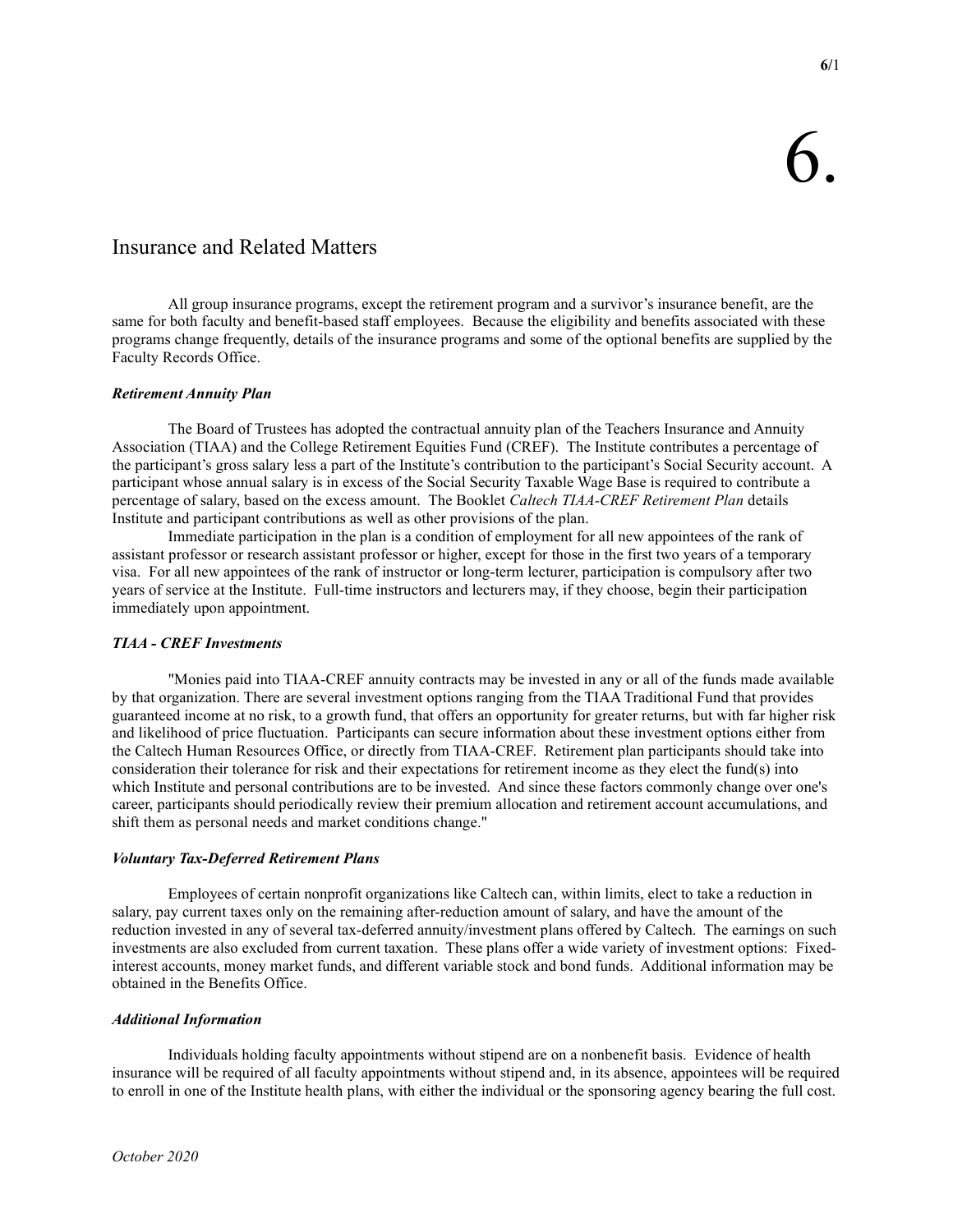# 6.

## Insurance and Related Matters

All group insurance programs, except the retirement program and a survivor's insurance benefit, are the same for both faculty and benefit-based staff employees. Because the eligibility and benefits associated with these programs change frequently, details of the insurance programs and some of the optional benefits are supplied by the Faculty Records Office.

### *Retirement Annuity Plan*

The Board of Trustees has adopted the contractual annuity plan of the Teachers Insurance and Annuity Association (TIAA) and the College Retirement Equities Fund (CREF). The Institute contributes a percentage of the participant's gross salary less a part of the Institute's contribution to the participant's Social Security account. A participant whose annual salary is in excess of the Social Security Taxable Wage Base is required to contribute a percentage of salary, based on the excess amount. The Booklet *Caltech TIAA-CREF Retirement Plan* details Institute and participant contributions as well as other provisions of the plan.

Immediate participation in the plan is a condition of employment for all new appointees of the rank of assistant professor or research assistant professor or higher, except for those in the first two years of a temporary visa. For all new appointees of the rank of instructor or long-term lecturer, participation is compulsory after two years of service at the Institute. Full-time instructors and lecturers may, if they choose, begin their participation immediately upon appointment.

### *TIAA - CREF Investments*

"Monies paid into TIAA-CREF annuity contracts may be invested in any or all of the funds made available by that organization. There are several investment options ranging from the TIAA Traditional Fund that provides guaranteed income at no risk, to a growth fund, that offers an opportunity for greater returns, but with far higher risk and likelihood of price fluctuation. Participants can secure information about these investment options either from the Caltech Human Resources Office, or directly from TIAA-CREF. Retirement plan participants should take into consideration their tolerance for risk and their expectations for retirement income as they elect the fund(s) into which Institute and personal contributions are to be invested. And since these factors commonly change over one's career, participants should periodically review their premium allocation and retirement account accumulations, and shift them as personal needs and market conditions change."

### *Voluntary Tax-Deferred Retirement Plans*

Employees of certain nonprofit organizations like Caltech can, within limits, elect to take a reduction in salary, pay current taxes only on the remaining after-reduction amount of salary, and have the amount of the reduction invested in any of several tax-deferred annuity/investment plans offered by Caltech. The earnings on such investments are also excluded from current taxation. These plans offer a wide variety of investment options: Fixed-interest accounts, money market funds, and different variable stock and bond funds. Additional information may be obtained in the Benefits Office.

### *Additional Information*

Individuals holding faculty appointments without stipend are on a nonbenefit basis. Evidence of health insurance will be required of all faculty appointments without stipend and, in its absence, appointees will be required to enroll in one of the Institute health plans, with either the individual or the sponsoring agency bearing the full cost.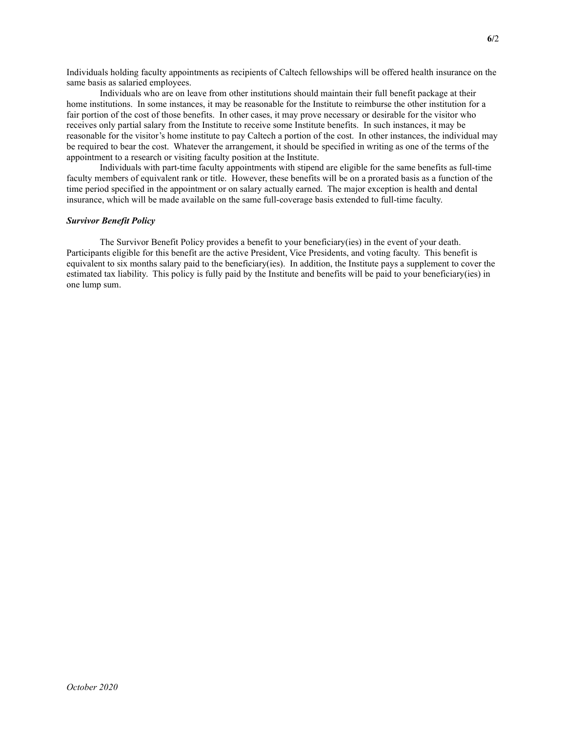Individuals holding faculty appointments as recipients of Caltech fellowships will be offered health insurance on the same basis as salaried employees.

Individuals who are on leave from other institutions should maintain their full benefit package at their home institutions. In some instances, it may be reasonable for the Institute to reimburse the other institution for a fair portion of the cost of those benefits. In other cases, it may prove necessary or desirable for the visitor who receives only partial salary from the Institute to receive some Institute benefits. In such instances, it may be reasonable for the visitor's home institute to pay Caltech a portion of the cost. In other instances, the individual may be required to bear the cost. Whatever the arrangement, it should be specified in writing as one of the terms of the appointment to a research or visiting faculty position at the Institute.

Individuals with part-time faculty appointments with stipend are eligible for the same benefits as full-time faculty members of equivalent rank or title. However, these benefits will be on a prorated basis as a function of the time period specified in the appointment or on salary actually earned. The major exception is health and dental insurance, which will be made available on the same full-coverage basis extended to full-time faculty.

***Survivor Benefit Policy***

The Survivor Benefit Policy provides a benefit to your beneficiary(ies) in the event of your death. Participants eligible for this benefit are the active President, Vice Presidents, and voting faculty. This benefit is equivalent to six months salary paid to the beneficiary(ies). In addition, the Institute pays a supplement to cover the estimated tax liability. This policy is fully paid by the Institute and benefits will be paid to your beneficiary(ies) in one lump sum.